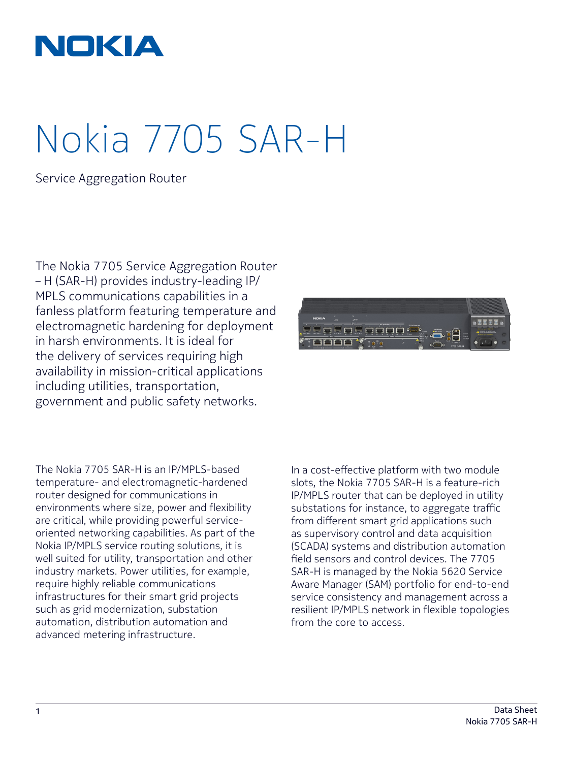# Nokia 7705 SAR-H

Service Aggregation Router

The Nokia 7705 Service Aggregation Router – H (SAR-H) provides industry-leading IP/MPLS communications capabilities in a fanless platform featuring temperature and electromagnetic hardening for deployment in harsh environments. It is ideal for the delivery of services requiring high availability in mission-critical applications including utilities, transportation, government and public safety networks.

The Nokia 7705 SAR-H is an IP/MPLS-based temperature- and electromagnetic-hardened router designed for communications in environments where size, power and flexibility are critical, while providing powerful service-oriented networking capabilities. As part of the Nokia IP/MPLS service routing solutions, it is well suited for utility, transportation and other industry markets. Power utilities, for example, require highly reliable communications infrastructures for their smart grid projects such as grid modernization, substation automation, distribution automation and advanced metering infrastructure.

In a cost-effective platform with two module slots, the Nokia 7705 SAR-H is a feature-rich IP/MPLS router that can be deployed in utility substations for instance, to aggregate traffic from different smart grid applications such as supervisory control and data acquisition (SCADA) systems and distribution automation field sensors and control devices. The 7705 SAR-H is managed by the Nokia 5620 Service Aware Manager (SAM) portfolio for end-to-end service consistency and management across a resilient IP/MPLS network in flexible topologies from the core to access.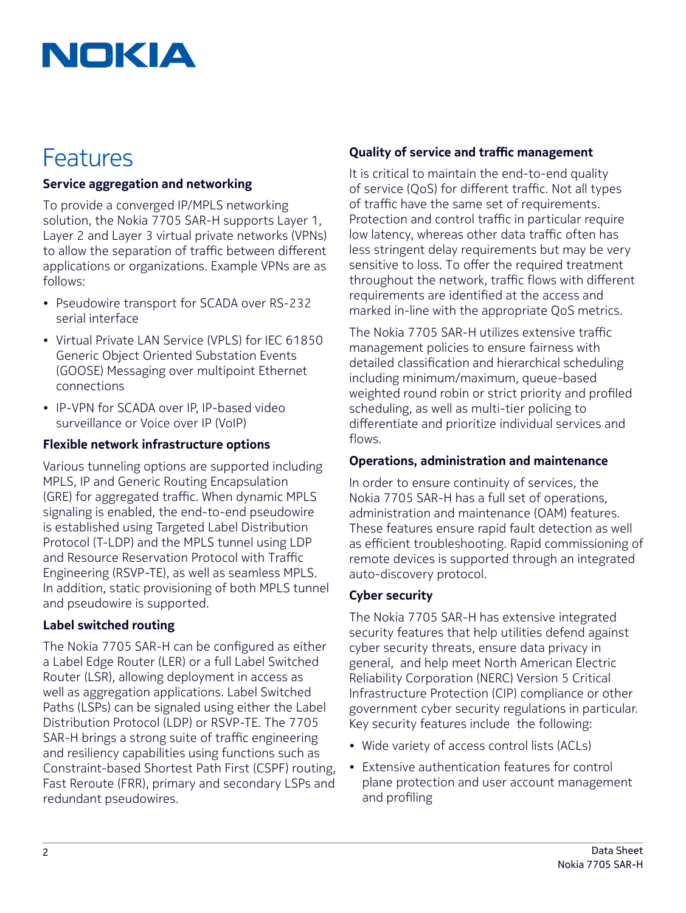# Features

### Service aggregation and networking

To provide a converged IP/MPLS networking solution, the Nokia 7705 SAR-H supports Layer 1, Layer 2 and Layer 3 virtual private networks (VPNs) to allow the separation of traffic between different applications or organizations. Example VPNs are as follows:

- Pseudowire transport for SCADA over RS-232 serial interface
- Virtual Private LAN Service (VPLS) for IEC 61850 Generic Object Oriented Substation Events (GOOSE) Messaging over multipoint Ethernet connections
- IP-VPN for SCADA over IP, IP-based video surveillance or Voice over IP (VoIP)

### Flexible network infrastructure options

Various tunneling options are supported including MPLS, IP and Generic Routing Encapsulation (GRE) for aggregated traffic. When dynamic MPLS signaling is enabled, the end-to-end pseudowire is established using Targeted Label Distribution Protocol (T-LDP) and the MPLS tunnel using LDP and Resource Reservation Protocol with Traffic Engineering (RSVP-TE), as well as seamless MPLS. In addition, static provisioning of both MPLS tunnel and pseudowire is supported.

### Label switched routing

The Nokia 7705 SAR-H can be configured as either a Label Edge Router (LER) or a full Label Switched Router (LSR), allowing deployment in access as well as aggregation applications. Label Switched Paths (LSPs) can be signaled using either the Label Distribution Protocol (LDP) or RSVP-TE. The 7705 SAR-H brings a strong suite of traffic engineering and resiliency capabilities using functions such as Constraint-based Shortest Path First (CSPF) routing, Fast Reroute (FRR), primary and secondary LSPs and redundant pseudowires.

### Quality of service and traffic management

It is critical to maintain the end-to-end quality of service (QoS) for different traffic. Not all types of traffic have the same set of requirements. Protection and control traffic in particular require low latency, whereas other data traffic often has less stringent delay requirements but may be very sensitive to loss. To offer the required treatment throughout the network, traffic flows with different requirements are identified at the access and marked in-line with the appropriate QoS metrics.

The Nokia 7705 SAR-H utilizes extensive traffic management policies to ensure fairness with detailed classification and hierarchical scheduling including minimum/maximum, queue-based weighted round robin or strict priority and profiled scheduling, as well as multi-tier policing to differentiate and prioritize individual services and flows.

### Operations, administration and maintenance

In order to ensure continuity of services, the Nokia 7705 SAR-H has a full set of operations, administration and maintenance (OAM) features. These features ensure rapid fault detection as well as efficient troubleshooting. Rapid commissioning of remote devices is supported through an integrated auto-discovery protocol.

### Cyber security

The Nokia 7705 SAR-H has extensive integrated security features that help utilities defend against cyber security threats, ensure data privacy in general, and help meet North American Electric Reliability Corporation (NERC) Version 5 Critical Infrastructure Protection (CIP) compliance or other government cyber security regulations in particular. Key security features include the following:

- Wide variety of access control lists (ACLs)
- Extensive authentication features for control plane protection and user account management and profiling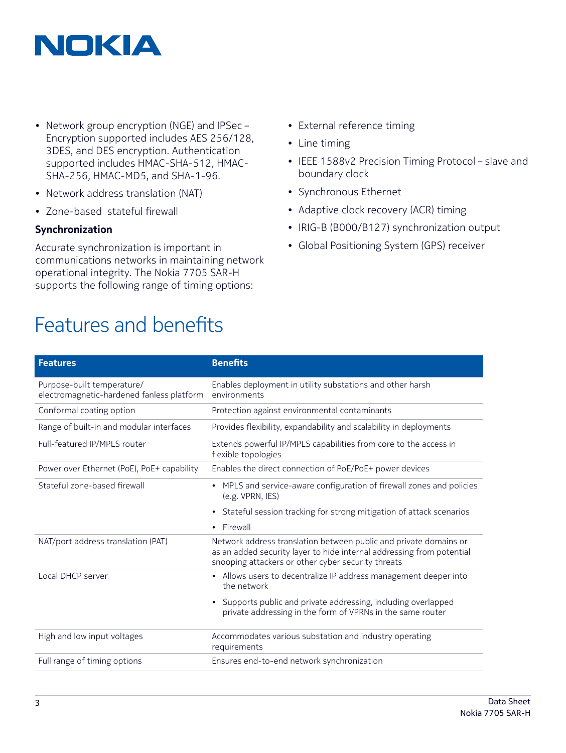- Network group encryption (NGE) and IPSec – Encryption supported includes AES 256/128, 3DES, and DES encryption. Authentication supported includes HMAC-SHA-512, HMAC-SHA-256, HMAC-MD5, and SHA-1-96.
- Network address translation (NAT)
- Zone-based stateful firewall

### Synchronization

Accurate synchronization is important in communications networks in maintaining network operational integrity. The Nokia 7705 SAR-H supports the following range of timing options:

- External reference timing
- Line timing
- IEEE 1588v2 Precision Timing Protocol – slave and boundary clock
- Synchronous Ethernet
- Adaptive clock recovery (ACR) timing
- IRIG-B (B000/B127) synchronization output
- Global Positioning System (GPS) receiver

## Features and benefits

| Features | Benefits |
| --- | --- |
| Purpose-built temperature/ electromagnetic-hardened fanless platform | Enables deployment in utility substations and other harsh environments |
| Conformal coating option | Protection against environmental contaminants |
| Range of built-in and modular interfaces | Provides flexibility, expandability and scalability in deployments |
| Full-featured IP/MPLS router | Extends powerful IP/MPLS capabilities from core to the access in flexible topologies |
| Power over Ethernet (PoE), PoE+ capability | Enables the direct connection of PoE/PoE+ power devices |
| Stateful zone-based firewall | • MPLS and service-aware configuration of firewall zones and policies (e.g. VPRN, IES)<br>• Stateful session tracking for strong mitigation of attack scenarios<br>• Firewall |
| NAT/port address translation (PAT) | Network address translation between public and private domains or as an added security layer to hide internal addressing from potential snooping attackers or other cyber security threats |
| Local DHCP server | • Allows users to decentralize IP address management deeper into the network<br>• Supports public and private addressing, including overlapped private addressing in the form of VPRNs in the same router |
| High and low input voltages | Accommodates various substation and industry operating requirements |
| Full range of timing options | Ensures end-to-end network synchronization |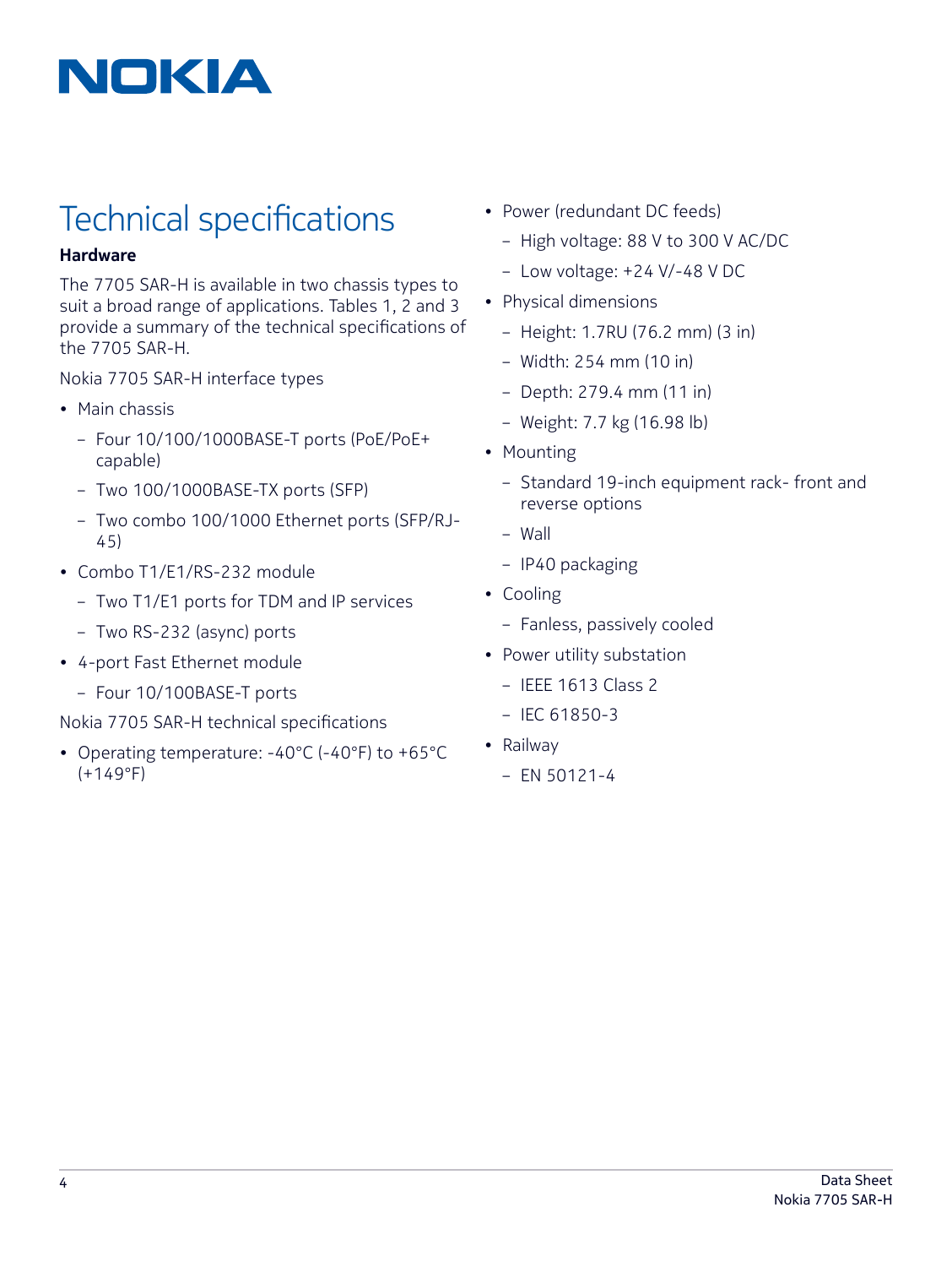# Technical specifications

### Hardware

The 7705 SAR-H is available in two chassis types to suit a broad range of applications. Tables 1, 2 and 3 provide a summary of the technical specifications of the 7705 SAR-H.

Nokia 7705 SAR-H interface types

- Main chassis
  - Four 10/100/1000BASE-T ports (PoE/PoE+ capable)
  - Two 100/1000BASE-TX ports (SFP)
  - Two combo 100/1000 Ethernet ports (SFP/RJ-45)
- Combo T1/E1/RS-232 module
  - Two T1/E1 ports for TDM and IP services
  - Two RS-232 (async) ports
- 4-port Fast Ethernet module
  - Four 10/100BASE-T ports

Nokia 7705 SAR-H technical specifications

- Operating temperature: -40°C (-40°F) to +65°C (+149°F)
- Power (redundant DC feeds)
  - High voltage: 88 V to 300 V AC/DC
  - Low voltage: +24 V/-48 V DC
- Physical dimensions
  - Height: 1.7RU (76.2 mm) (3 in)
  - Width: 254 mm (10 in)
  - Depth: 279.4 mm (11 in)
  - Weight: 7.7 kg (16.98 lb)
- Mounting
  - Standard 19-inch equipment rack- front and reverse options
  - Wall
  - IP40 packaging
- Cooling
  - Fanless, passively cooled
- Power utility substation
  - IEEE 1613 Class 2
  - IEC 61850-3
- Railway
  - EN 50121-4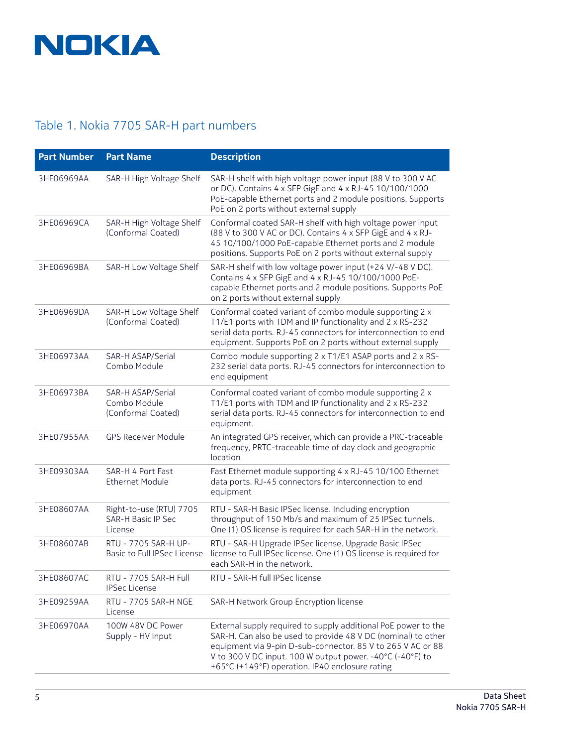## Table 1. Nokia 7705 SAR-H part numbers

| Part Number | Part Name | Description |
| --- | --- | --- |
| 3HE06969AA | SAR-H High Voltage Shelf | SAR-H shelf with high voltage power input (88 V to 300 V AC or DC). Contains 4 x SFP GigE and 4 x RJ-45 10/100/1000 PoE-capable Ethernet ports and 2 module positions. Supports PoE on 2 ports without external supply |
| 3HE06969CA | SAR-H High Voltage Shelf (Conformal Coated) | Conformal coated SAR-H shelf with high voltage power input (88 V to 300 V AC or DC). Contains 4 x SFP GigE and 4 x RJ-45 10/100/1000 PoE-capable Ethernet ports and 2 module positions. Supports PoE on 2 ports without external supply |
| 3HE06969BA | SAR-H Low Voltage Shelf | SAR-H shelf with low voltage power input (+24 V/-48 V DC). Contains 4 x SFP GigE and 4 x RJ-45 10/100/1000 PoE-capable Ethernet ports and 2 module positions. Supports PoE on 2 ports without external supply |
| 3HE06969DA | SAR-H Low Voltage Shelf (Conformal Coated) | Conformal coated variant of combo module supporting 2 x T1/E1 ports with TDM and IP functionality and 2 x RS-232 serial data ports. RJ-45 connectors for interconnection to end equipment. Supports PoE on 2 ports without external supply |
| 3HE06973AA | SAR-H ASAP/Serial Combo Module | Combo module supporting 2 x T1/E1 ASAP ports and 2 x RS-232 serial data ports. RJ-45 connectors for interconnection to end equipment |
| 3HE06973BA | SAR-H ASAP/Serial Combo Module (Conformal Coated) | Conformal coated variant of combo module supporting 2 x T1/E1 ports with TDM and IP functionality and 2 x RS-232 serial data ports. RJ-45 connectors for interconnection to end equipment. |
| 3HE07955AA | GPS Receiver Module | An integrated GPS receiver, which can provide a PRC-traceable frequency, PRTC-traceable time of day clock and geographic location |
| 3HE09303AA | SAR-H 4 Port Fast Ethernet Module | Fast Ethernet module supporting 4 x RJ-45 10/100 Ethernet data ports. RJ-45 connectors for interconnection to end equipment |
| 3HE08607AA | Right-to-use (RTU) 7705 SAR-H Basic IP Sec License | RTU - SAR-H Basic IPSec license. Including encryption throughput of 150 Mb/s and maximum of 25 IPSec tunnels. One (1) OS license is required for each SAR-H in the network. |
| 3HE08607AB | RTU - 7705 SAR-H UP-Basic to Full IPSec License | RTU - SAR-H Upgrade IPSec license. Upgrade Basic IPSec license to Full IPSec license. One (1) OS license is required for each SAR-H in the network. |
| 3HE08607AC | RTU - 7705 SAR-H Full IPSec License | RTU - SAR-H full IPSec license |
| 3HE09259AA | RTU - 7705 SAR-H NGE License | SAR-H Network Group Encryption license |
| 3HE06970AA | 100W 48V DC Power Supply - HV Input | External supply required to supply additional PoE power to the SAR-H. Can also be used to provide 48 V DC (nominal) to other equipment via 9-pin D-sub-connector. 85 V to 265 V AC or 88 V to 300 V DC input. 100 W output power. -40°C (-40°F) to +65°C (+149°F) operation. IP40 enclosure rating |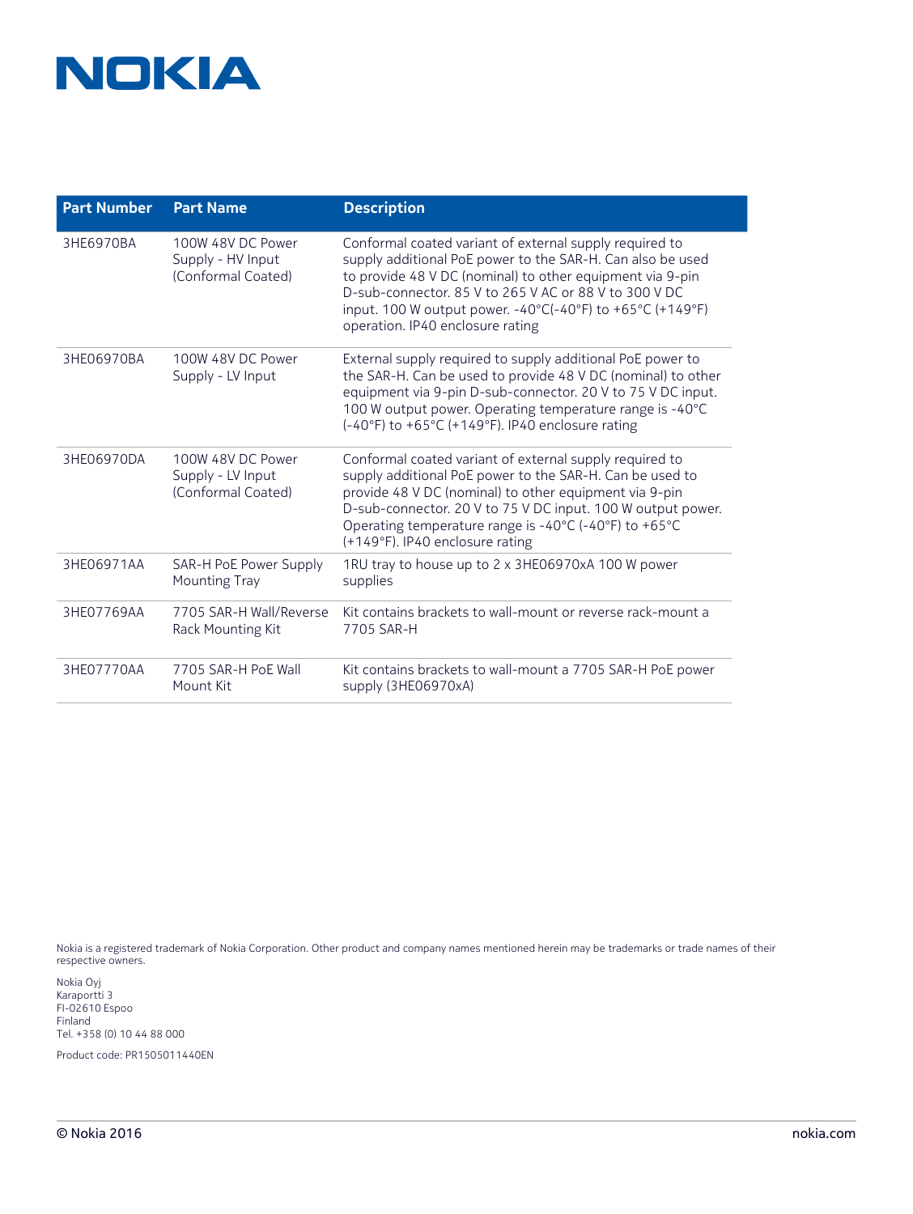| Part Number | Part Name | Description |
|---|---|---|
| 3HE6970BA | 100W 48V DC Power Supply - HV Input (Conformal Coated) | Conformal coated variant of external supply required to supply additional PoE power to the SAR-H. Can also be used to provide 48 V DC (nominal) to other equipment via 9-pin D-sub-connector. 85 V to 265 V AC or 88 V to 300 V DC input. 100 W output power. -40°C(-40°F) to +65°C (+149°F) operation. IP40 enclosure rating |
| 3HE06970BA | 100W 48V DC Power Supply - LV Input | External supply required to supply additional PoE power to the SAR-H. Can be used to provide 48 V DC (nominal) to other equipment via 9-pin D-sub-connector. 20 V to 75 V DC input. 100 W output power. Operating temperature range is -40°C (-40°F) to +65°C (+149°F). IP40 enclosure rating |
| 3HE06970DA | 100W 48V DC Power Supply - LV Input (Conformal Coated) | Conformal coated variant of external supply required to supply additional PoE power to the SAR-H. Can be used to provide 48 V DC (nominal) to other equipment via 9-pin D-sub-connector. 20 V to 75 V DC input. 100 W output power. Operating temperature range is -40°C (-40°F) to +65°C (+149°F). IP40 enclosure rating |
| 3HE06971AA | SAR-H PoE Power Supply Mounting Tray | 1RU tray to house up to 2 x 3HE06970xA 100 W power supplies |
| 3HE07769AA | 7705 SAR-H Wall/Reverse Rack Mounting Kit | Kit contains brackets to wall-mount or reverse rack-mount a 7705 SAR-H |
| 3HE07770AA | 7705 SAR-H PoE Wall Mount Kit | Kit contains brackets to wall-mount a 7705 SAR-H PoE power supply (3HE06970xA) |

Nokia is a registered trademark of Nokia Corporation. Other product and company names mentioned herein may be trademarks or trade names of their respective owners.

Nokia Oyj
Karaportti 3
FI-02610 Espoo
Finland
Tel. +358 (0) 10 44 88 000

Product code: PR1505011440EN

© Nokia 2016

nokia.com